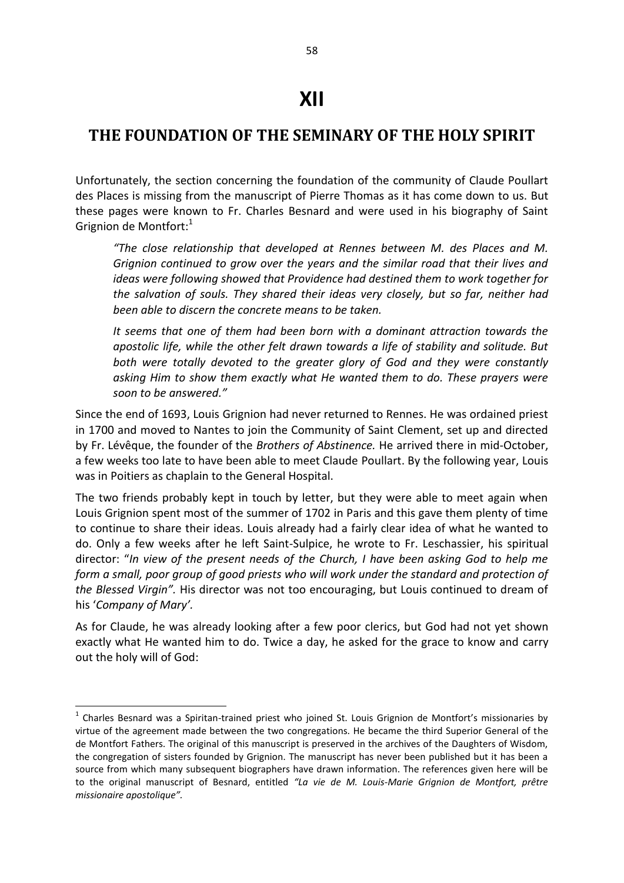# XII

## THE FOUNDATION OF THE SEMINARY OF THE HOLY SPIRIT

Unfortunately, the section concerning the foundation of the community of Claude Poullart des Places is missing from the manuscript of Pierre Thomas as it has come down to us. But these pages were known to Fr. Charles Besnard and were used in his biography of Saint Grignion de Montfort:[1]

> *"The close relationship that developed at Rennes between M. des Places and M. Grignion continued to grow over the years and the similar road that their lives and ideas were following showed that Providence had destined them to work together for the salvation of souls. They shared their ideas very closely, but so far, neither had been able to discern the concrete means to be taken.*
>
> *It seems that one of them had been born with a dominant attraction towards the apostolic life, while the other felt drawn towards a life of stability and solitude. But both were totally devoted to the greater glory of God and they were constantly asking Him to show them exactly what He wanted them to do. These prayers were soon to be answered."*

Since the end of 1693, Louis Grignion had never returned to Rennes. He was ordained priest in 1700 and moved to Nantes to join the Community of Saint Clement, set up and directed by Fr. Lévêque, the founder of the *Brothers of Abstinence.* He arrived there in mid-October, a few weeks too late to have been able to meet Claude Poullart. By the following year, Louis was in Poitiers as chaplain to the General Hospital.

The two friends probably kept in touch by letter, but they were able to meet again when Louis Grignion spent most of the summer of 1702 in Paris and this gave them plenty of time to continue to share their ideas. Louis already had a fairly clear idea of what he wanted to do. Only a few weeks after he left Saint-Sulpice, he wrote to Fr. Leschassier, his spiritual director: "*In view of the present needs of the Church, I have been asking God to help me form a small, poor group of good priests who will work under the standard and protection of the Blessed Virgin".* His director was not too encouraging, but Louis continued to dream of his '*Company of Mary'.*

As for Claude, he was already looking after a few poor clerics, but God had not yet shown exactly what He wanted him to do. Twice a day, he asked for the grace to know and carry out the holy will of God:

---

[1] Charles Besnard was a Spiritan-trained priest who joined St. Louis Grignion de Montfort's missionaries by virtue of the agreement made between the two congregations. He became the third Superior General of the de Montfort Fathers. The original of this manuscript is preserved in the archives of the Daughters of Wisdom, the congregation of sisters founded by Grignion. The manuscript has never been published but it has been a source from which many subsequent biographers have drawn information. The references given here will be to the original manuscript of Besnard, entitled *"La vie de M. Louis-Marie Grignion de Montfort, prêtre missionaire apostolique".*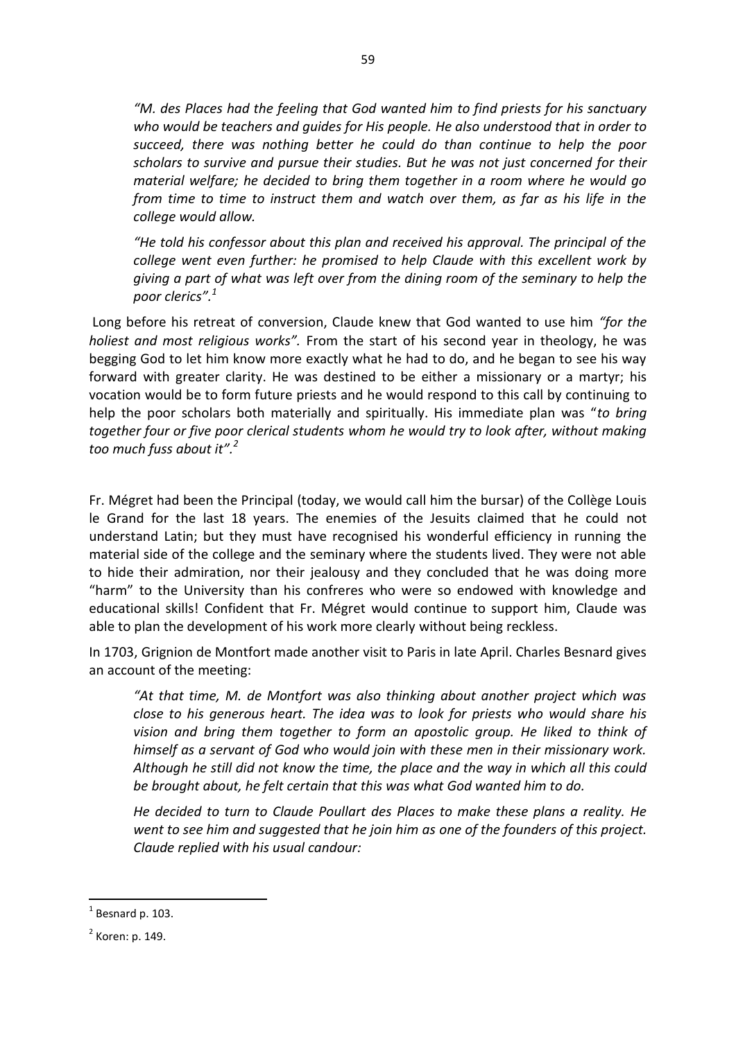> *"M. des Places had the feeling that God wanted him to find priests for his sanctuary who would be teachers and guides for His people. He also understood that in order to succeed, there was nothing better he could do than continue to help the poor scholars to survive and pursue their studies. But he was not just concerned for their material welfare; he decided to bring them together in a room where he would go from time to time to instruct them and watch over them, as far as his life in the college would allow.*
>
> *"He told his confessor about this plan and received his approval. The principal of the college went even further: he promised to help Claude with this excellent work by giving a part of what was left over from the dining room of the seminary to help the poor clerics".*[1]

Long before his retreat of conversion, Claude knew that God wanted to use him *"for the holiest and most religious works".* From the start of his second year in theology, he was begging God to let him know more exactly what he had to do, and he began to see his way forward with greater clarity. He was destined to be either a missionary or a martyr; his vocation would be to form future priests and he would respond to this call by continuing to help the poor scholars both materially and spiritually. His immediate plan was "*to bring together four or five poor clerical students whom he would try to look after, without making too much fuss about it".*[2]

Fr. Mégret had been the Principal (today, we would call him the bursar) of the Collège Louis le Grand for the last 18 years. The enemies of the Jesuits claimed that he could not understand Latin; but they must have recognised his wonderful efficiency in running the material side of the college and the seminary where the students lived. They were not able to hide their admiration, nor their jealousy and they concluded that he was doing more "harm" to the University than his confreres who were so endowed with knowledge and educational skills! Confident that Fr. Mégret would continue to support him, Claude was able to plan the development of his work more clearly without being reckless.

In 1703, Grignion de Montfort made another visit to Paris in late April. Charles Besnard gives an account of the meeting:

> *"At that time, M. de Montfort was also thinking about another project which was close to his generous heart. The idea was to look for priests who would share his vision and bring them together to form an apostolic group. He liked to think of himself as a servant of God who would join with these men in their missionary work. Although he still did not know the time, the place and the way in which all this could be brought about, he felt certain that this was what God wanted him to do.*
>
> *He decided to turn to Claude Poullart des Places to make these plans a reality. He went to see him and suggested that he join him as one of the founders of this project. Claude replied with his usual candour:*

---

[1] Besnard p. 103.

[2] Koren: p. 149.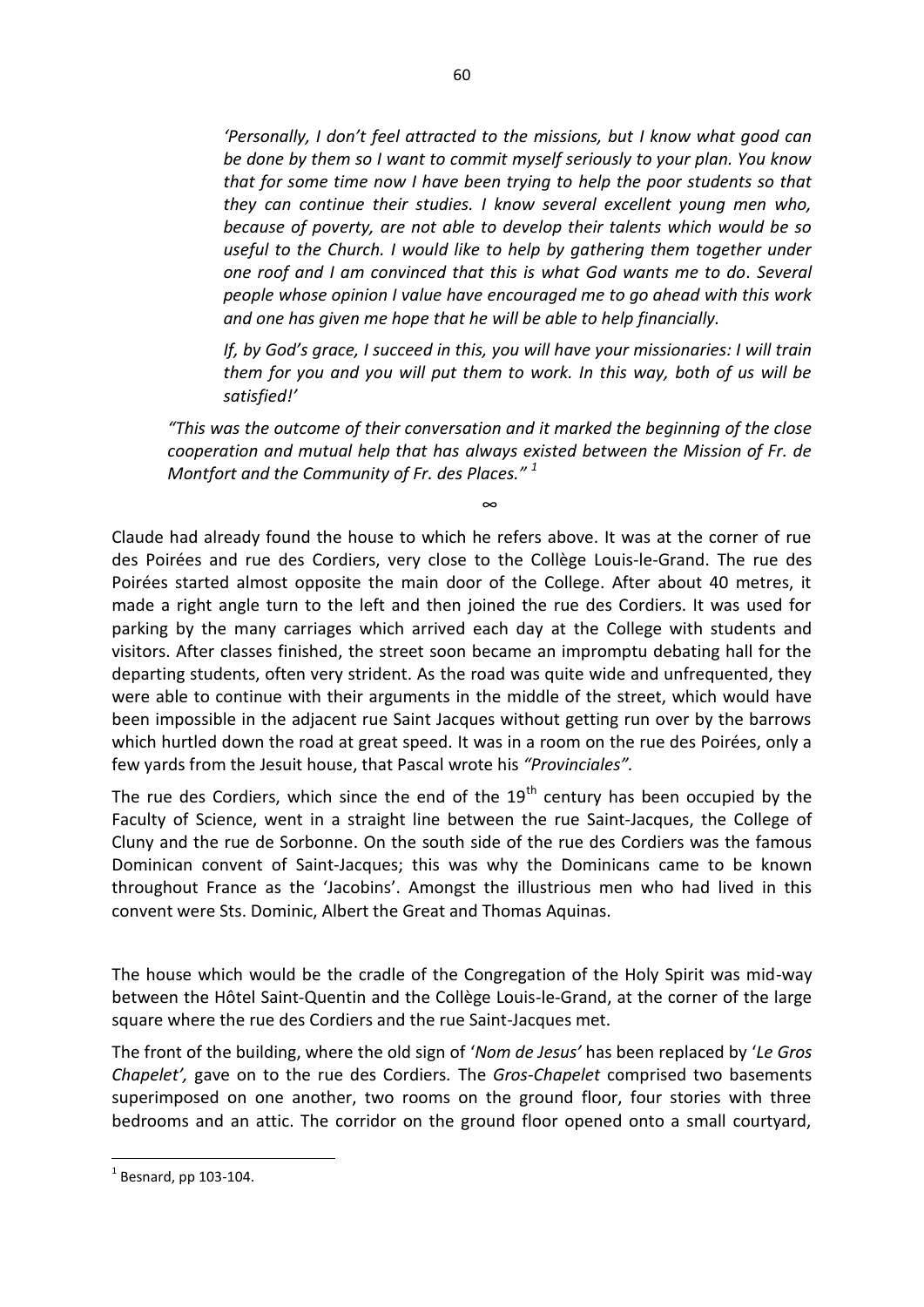*'Personally, I don't feel attracted to the missions, but I know what good can be done by them so I want to commit myself seriously to your plan. You know that for some time now I have been trying to help the poor students so that they can continue their studies. I know several excellent young men who, because of poverty, are not able to develop their talents which would be so useful to the Church. I would like to help by gathering them together under one roof and I am convinced that this is what God wants me to do. Several people whose opinion I value have encouraged me to go ahead with this work and one has given me hope that he will be able to help financially.*

*If, by God's grace, I succeed in this, you will have your missionaries: I will train them for you and you will put them to work. In this way, both of us will be satisfied!'*

*"This was the outcome of their conversation and it marked the beginning of the close cooperation and mutual help that has always existed between the Mission of Fr. de Montfort and the Community of Fr. des Places."* [1]

∞

Claude had already found the house to which he refers above. It was at the corner of rue des Poirées and rue des Cordiers, very close to the Collège Louis-le-Grand. The rue des Poirées started almost opposite the main door of the College. After about 40 metres, it made a right angle turn to the left and then joined the rue des Cordiers. It was used for parking by the many carriages which arrived each day at the College with students and visitors. After classes finished, the street soon became an impromptu debating hall for the departing students, often very strident. As the road was quite wide and unfrequented, they were able to continue with their arguments in the middle of the street, which would have been impossible in the adjacent rue Saint Jacques without getting run over by the barrows which hurtled down the road at great speed. It was in a room on the rue des Poirées, only a few yards from the Jesuit house, that Pascal wrote his *"Provinciales".*

The rue des Cordiers, which since the end of the 19th century has been occupied by the Faculty of Science, went in a straight line between the rue Saint-Jacques, the College of Cluny and the rue de Sorbonne. On the south side of the rue des Cordiers was the famous Dominican convent of Saint-Jacques; this was why the Dominicans came to be known throughout France as the 'Jacobins'. Amongst the illustrious men who had lived in this convent were Sts. Dominic, Albert the Great and Thomas Aquinas.

The house which would be the cradle of the Congregation of the Holy Spirit was mid-way between the Hôtel Saint-Quentin and the Collège Louis-le-Grand, at the corner of the large square where the rue des Cordiers and the rue Saint-Jacques met.

The front of the building, where the old sign of '*Nom de Jesus'* has been replaced by '*Le Gros Chapelet',* gave on to the rue des Cordiers. The *Gros-Chapelet* comprised two basements superimposed on one another, two rooms on the ground floor, four stories with three bedrooms and an attic. The corridor on the ground floor opened onto a small courtyard,

[1] Besnard, pp 103-104.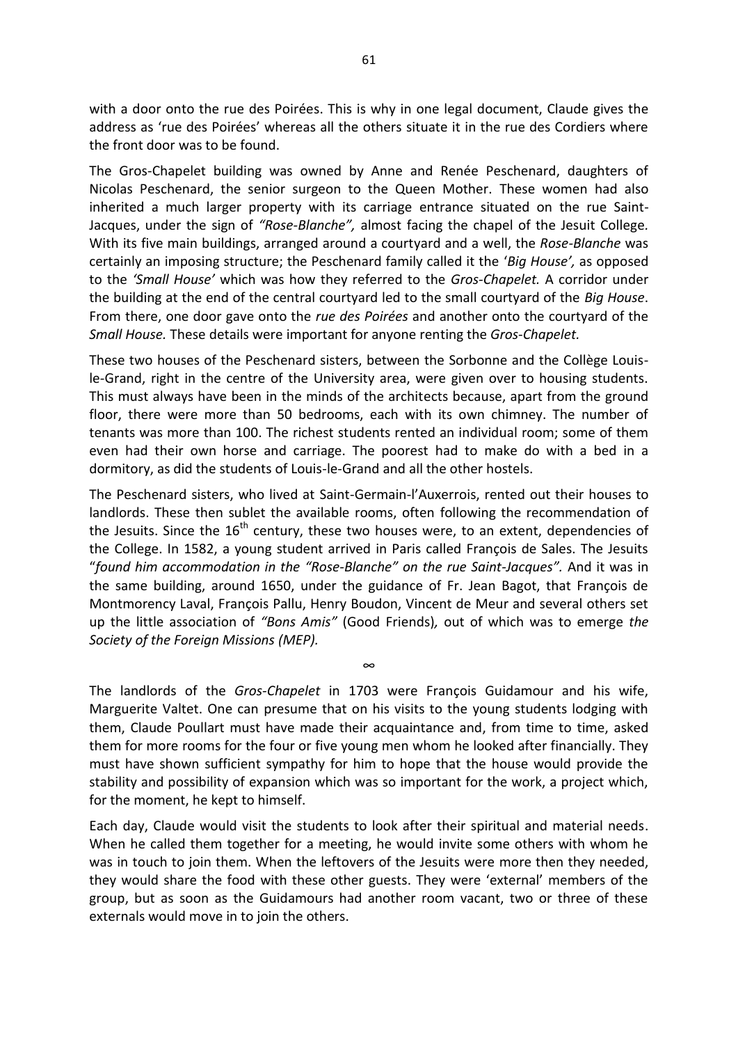with a door onto the rue des Poirées. This is why in one legal document, Claude gives the address as 'rue des Poirées' whereas all the others situate it in the rue des Cordiers where the front door was to be found.

The Gros-Chapelet building was owned by Anne and Renée Peschenard, daughters of Nicolas Peschenard, the senior surgeon to the Queen Mother. These women had also inherited a much larger property with its carriage entrance situated on the rue Saint-Jacques, under the sign of *"Rose-Blanche",* almost facing the chapel of the Jesuit College. With its five main buildings, arranged around a courtyard and a well, the *Rose-Blanche* was certainly an imposing structure; the Peschenard family called it the '*Big House',* as opposed to the *'Small House'* which was how they referred to the *Gros-Chapelet.* A corridor under the building at the end of the central courtyard led to the small courtyard of the *Big House*. From there, one door gave onto the *rue des Poirées* and another onto the courtyard of the *Small House.* These details were important for anyone renting the *Gros-Chapelet.*

These two houses of the Peschenard sisters, between the Sorbonne and the Collège Louis-le-Grand, right in the centre of the University area, were given over to housing students. This must always have been in the minds of the architects because, apart from the ground floor, there were more than 50 bedrooms, each with its own chimney. The number of tenants was more than 100. The richest students rented an individual room; some of them even had their own horse and carriage. The poorest had to make do with a bed in a dormitory, as did the students of Louis-le-Grand and all the other hostels.

The Peschenard sisters, who lived at Saint-Germain-l'Auxerrois, rented out their houses to landlords. These then sublet the available rooms, often following the recommendation of the Jesuits. Since the 16th century, these two houses were, to an extent, dependencies of the College. In 1582, a young student arrived in Paris called François de Sales. The Jesuits "*found him accommodation in the "Rose-Blanche" on the rue Saint-Jacques".* And it was in the same building, around 1650, under the guidance of Fr. Jean Bagot, that François de Montmorency Laval, François Pallu, Henry Boudon, Vincent de Meur and several others set up the little association of *"Bons Amis"* (Good Friends)*,* out of which was to emerge *the Society of the Foreign Missions (MEP).*

∞

The landlords of the *Gros-Chapelet* in 1703 were François Guidamour and his wife, Marguerite Valtet. One can presume that on his visits to the young students lodging with them, Claude Poullart must have made their acquaintance and, from time to time, asked them for more rooms for the four or five young men whom he looked after financially. They must have shown sufficient sympathy for him to hope that the house would provide the stability and possibility of expansion which was so important for the work, a project which, for the moment, he kept to himself.

Each day, Claude would visit the students to look after their spiritual and material needs. When he called them together for a meeting, he would invite some others with whom he was in touch to join them. When the leftovers of the Jesuits were more then they needed, they would share the food with these other guests. They were 'external' members of the group, but as soon as the Guidamours had another room vacant, two or three of these externals would move in to join the others.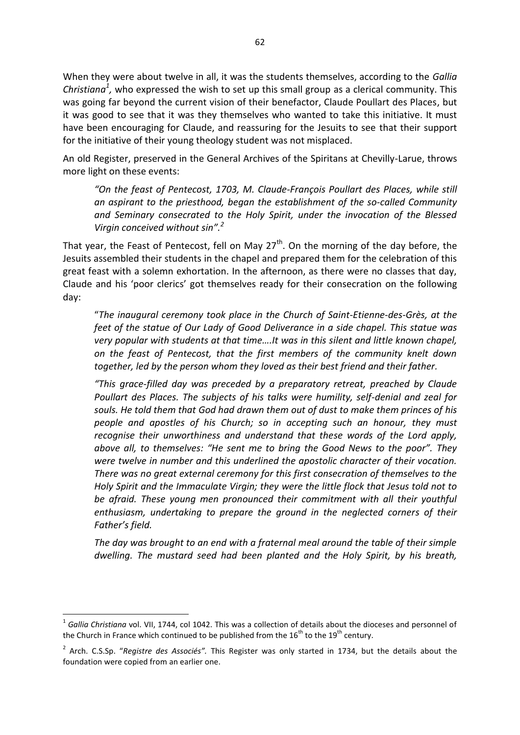When they were about twelve in all, it was the students themselves, according to the *Gallia Christiana*[1], who expressed the wish to set up this small group as a clerical community. This was going far beyond the current vision of their benefactor, Claude Poullart des Places, but it was good to see that it was they themselves who wanted to take this initiative. It must have been encouraging for Claude, and reassuring for the Jesuits to see that their support for the initiative of their young theology student was not misplaced.

An old Register, preserved in the General Archives of the Spiritans at Chevilly-Larue, throws more light on these events:

> *"On the feast of Pentecost, 1703, M. Claude-François Poullart des Places, while still an aspirant to the priesthood, began the establishment of the so-called Community and Seminary consecrated to the Holy Spirit, under the invocation of the Blessed Virgin conceived without sin".*[2]

That year, the Feast of Pentecost, fell on May 27th. On the morning of the day before, the Jesuits assembled their students in the chapel and prepared them for the celebration of this great feast with a solemn exhortation. In the afternoon, as there were no classes that day, Claude and his 'poor clerics' got themselves ready for their consecration on the following day:

> "*The inaugural ceremony took place in the Church of Saint-Etienne-des-Grès, at the feet of the statue of Our Lady of Good Deliverance in a side chapel. This statue was very popular with students at that time….It was in this silent and little known chapel, on the feast of Pentecost, that the first members of the community knelt down together, led by the person whom they loved as their best friend and their father.*
>
> *"This grace-filled day was preceded by a preparatory retreat, preached by Claude Poullart des Places. The subjects of his talks were humility, self-denial and zeal for souls. He told them that God had drawn them out of dust to make them princes of his people and apostles of his Church; so in accepting such an honour, they must recognise their unworthiness and understand that these words of the Lord apply, above all, to themselves: "He sent me to bring the Good News to the poor". They were twelve in number and this underlined the apostolic character of their vocation. There was no great external ceremony for this first consecration of themselves to the Holy Spirit and the Immaculate Virgin; they were the little flock that Jesus told not to be afraid. These young men pronounced their commitment with all their youthful enthusiasm, undertaking to prepare the ground in the neglected corners of their Father's field.*
>
> *The day was brought to an end with a fraternal meal around the table of their simple dwelling. The mustard seed had been planted and the Holy Spirit, by his breath,*

---

[1] *Gallia Christiana* vol. VII, 1744, col 1042. This was a collection of details about the dioceses and personnel of the Church in France which continued to be published from the 16th to the 19th century.

[2] Arch. C.S.Sp. "*Registre des Associés"*. This Register was only started in 1734, but the details about the foundation were copied from an earlier one.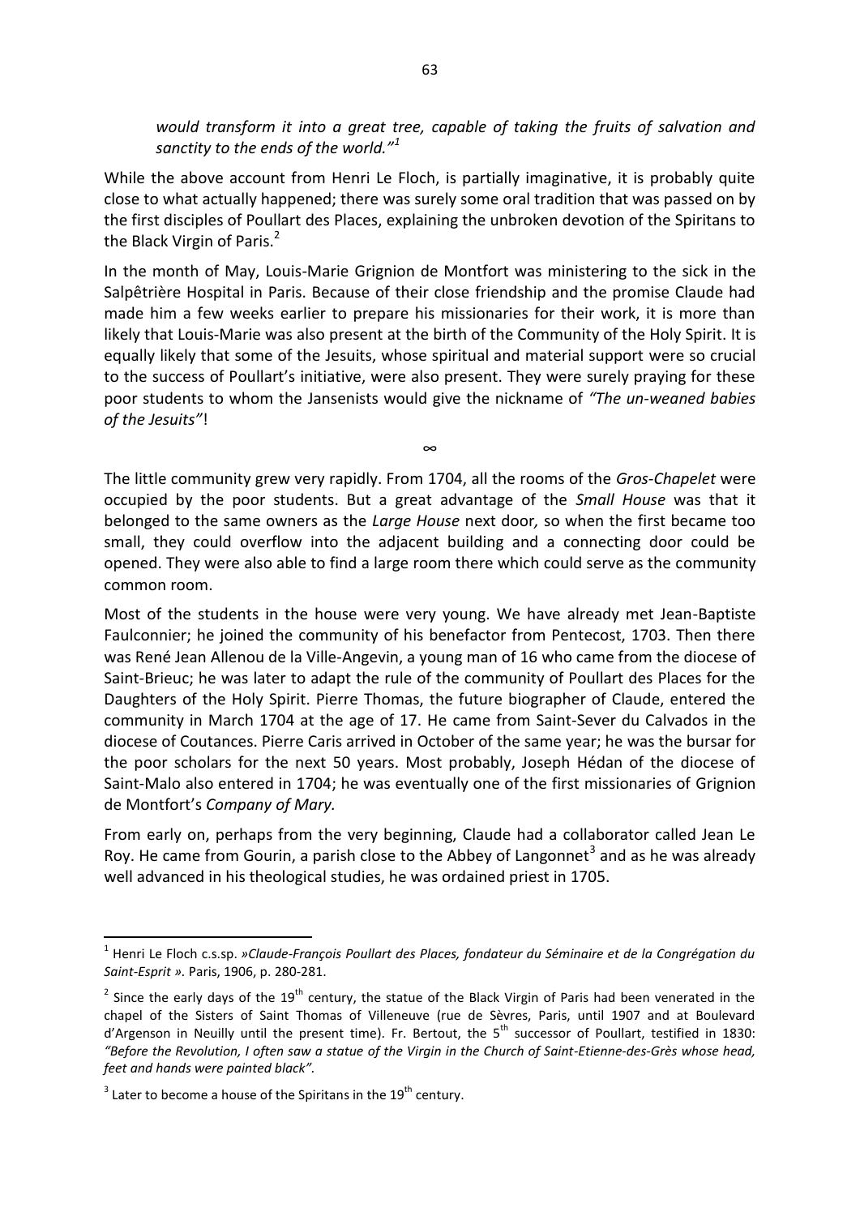*would transform it into a great tree, capable of taking the fruits of salvation and sanctity to the ends of the world."*[1]

While the above account from Henri Le Floch, is partially imaginative, it is probably quite close to what actually happened; there was surely some oral tradition that was passed on by the first disciples of Poullart des Places, explaining the unbroken devotion of the Spiritans to the Black Virgin of Paris.[2]

In the month of May, Louis-Marie Grignion de Montfort was ministering to the sick in the Salpêtrière Hospital in Paris. Because of their close friendship and the promise Claude had made him a few weeks earlier to prepare his missionaries for their work, it is more than likely that Louis-Marie was also present at the birth of the Community of the Holy Spirit. It is equally likely that some of the Jesuits, whose spiritual and material support were so crucial to the success of Poullart's initiative, were also present. They were surely praying for these poor students to whom the Jansenists would give the nickname of *"The un-weaned babies of the Jesuits"*!

∞

The little community grew very rapidly. From 1704, all the rooms of the *Gros-Chapelet* were occupied by the poor students. But a great advantage of the *Small House* was that it belonged to the same owners as the *Large House* next door*,* so when the first became too small, they could overflow into the adjacent building and a connecting door could be opened. They were also able to find a large room there which could serve as the community common room.

Most of the students in the house were very young. We have already met Jean-Baptiste Faulconnier; he joined the community of his benefactor from Pentecost, 1703. Then there was René Jean Allenou de la Ville-Angevin, a young man of 16 who came from the diocese of Saint-Brieuc; he was later to adapt the rule of the community of Poullart des Places for the Daughters of the Holy Spirit. Pierre Thomas, the future biographer of Claude, entered the community in March 1704 at the age of 17. He came from Saint-Sever du Calvados in the diocese of Coutances. Pierre Caris arrived in October of the same year; he was the bursar for the poor scholars for the next 50 years. Most probably, Joseph Hédan of the diocese of Saint-Malo also entered in 1704; he was eventually one of the first missionaries of Grignion de Montfort's *Company of Mary.*

From early on, perhaps from the very beginning, Claude had a collaborator called Jean Le Roy. He came from Gourin, a parish close to the Abbey of Langonnet[3] and as he was already well advanced in his theological studies, he was ordained priest in 1705.

---

[1] Henri Le Floch c.s.sp. *»Claude-François Poullart des Places, fondateur du Séminaire et de la Congrégation du Saint-Esprit ».* Paris, 1906, p. 280-281.

[2] Since the early days of the 19th century, the statue of the Black Virgin of Paris had been venerated in the chapel of the Sisters of Saint Thomas of Villeneuve (rue de Sèvres, Paris, until 1907 and at Boulevard d'Argenson in Neuilly until the present time). Fr. Bertout, the 5th successor of Poullart, testified in 1830: *"Before the Revolution, I often saw a statue of the Virgin in the Church of Saint-Etienne-des-Grès whose head, feet and hands were painted black".*

[3] Later to become a house of the Spiritans in the 19th century.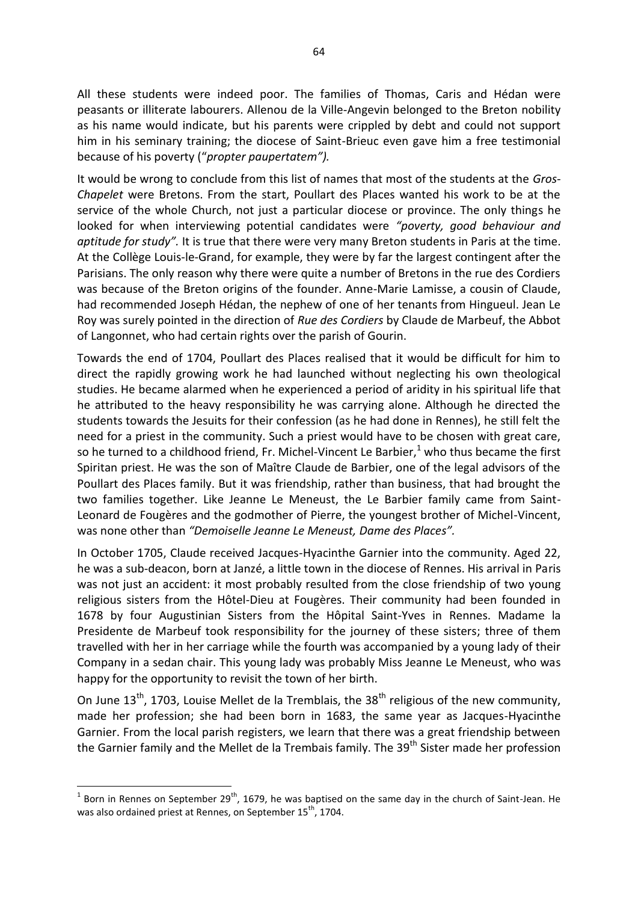All these students were indeed poor. The families of Thomas, Caris and Hédan were peasants or illiterate labourers. Allenou de la Ville-Angevin belonged to the Breton nobility as his name would indicate, but his parents were crippled by debt and could not support him in his seminary training; the diocese of Saint-Brieuc even gave him a free testimonial because of his poverty ("*propter paupertatem").*

It would be wrong to conclude from this list of names that most of the students at the *Gros-Chapelet* were Bretons. From the start, Poullart des Places wanted his work to be at the service of the whole Church, not just a particular diocese or province. The only things he looked for when interviewing potential candidates were *"poverty, good behaviour and aptitude for study".* It is true that there were very many Breton students in Paris at the time. At the Collège Louis-le-Grand, for example, they were by far the largest contingent after the Parisians. The only reason why there were quite a number of Bretons in the rue des Cordiers was because of the Breton origins of the founder. Anne-Marie Lamisse, a cousin of Claude, had recommended Joseph Hédan, the nephew of one of her tenants from Hingueul. Jean Le Roy was surely pointed in the direction of *Rue des Cordiers* by Claude de Marbeuf, the Abbot of Langonnet, who had certain rights over the parish of Gourin.

Towards the end of 1704, Poullart des Places realised that it would be difficult for him to direct the rapidly growing work he had launched without neglecting his own theological studies. He became alarmed when he experienced a period of aridity in his spiritual life that he attributed to the heavy responsibility he was carrying alone. Although he directed the students towards the Jesuits for their confession (as he had done in Rennes), he still felt the need for a priest in the community. Such a priest would have to be chosen with great care, so he turned to a childhood friend, Fr. Michel-Vincent Le Barbier,[1] who thus became the first Spiritan priest. He was the son of Maître Claude de Barbier, one of the legal advisors of the Poullart des Places family. But it was friendship, rather than business, that had brought the two families together. Like Jeanne Le Meneust, the Le Barbier family came from Saint-Leonard de Fougères and the godmother of Pierre, the youngest brother of Michel-Vincent, was none other than *"Demoiselle Jeanne Le Meneust, Dame des Places".*

In October 1705, Claude received Jacques-Hyacinthe Garnier into the community. Aged 22, he was a sub-deacon, born at Janzé, a little town in the diocese of Rennes. His arrival in Paris was not just an accident: it most probably resulted from the close friendship of two young religious sisters from the Hôtel-Dieu at Fougères. Their community had been founded in 1678 by four Augustinian Sisters from the Hôpital Saint-Yves in Rennes. Madame la Presidente de Marbeuf took responsibility for the journey of these sisters; three of them travelled with her in her carriage while the fourth was accompanied by a young lady of their Company in a sedan chair. This young lady was probably Miss Jeanne Le Meneust, who was happy for the opportunity to revisit the town of her birth.

On June 13th, 1703, Louise Mellet de la Tremblais, the 38th religious of the new community, made her profession; she had been born in 1683, the same year as Jacques-Hyacinthe Garnier. From the local parish registers, we learn that there was a great friendship between the Garnier family and the Mellet de la Trembais family. The 39th Sister made her profession

[1] Born in Rennes on September 29th, 1679, he was baptised on the same day in the church of Saint-Jean. He was also ordained priest at Rennes, on September 15th, 1704.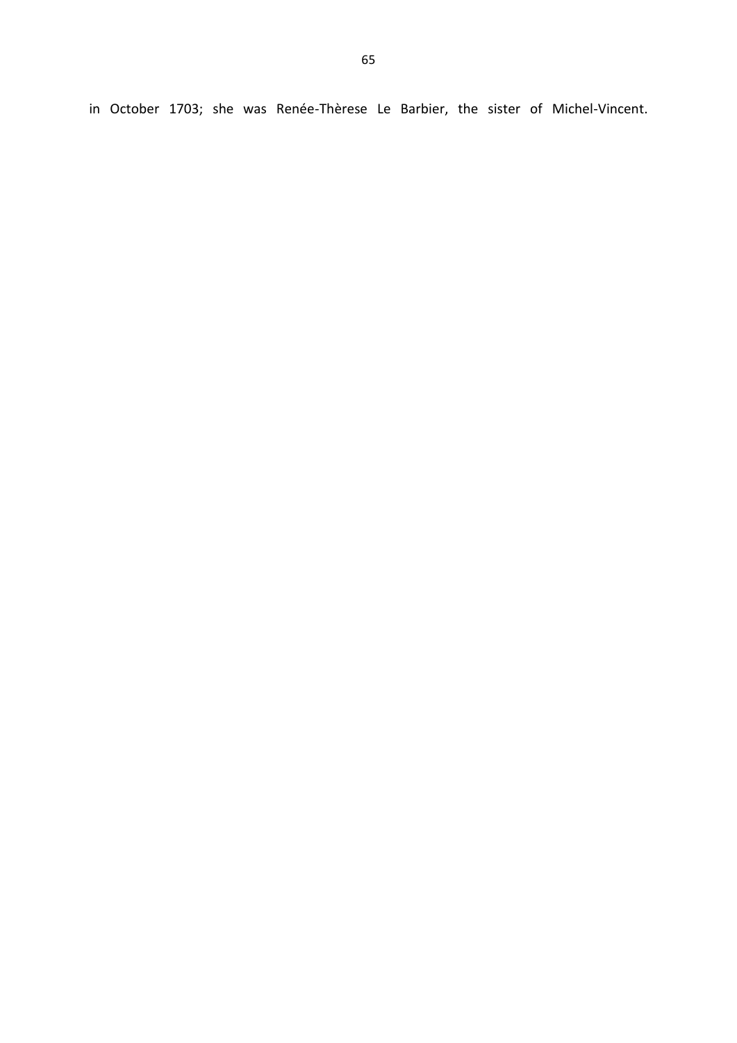in October 1703; she was Renée-Thèrese Le Barbier, the sister of Michel-Vincent.